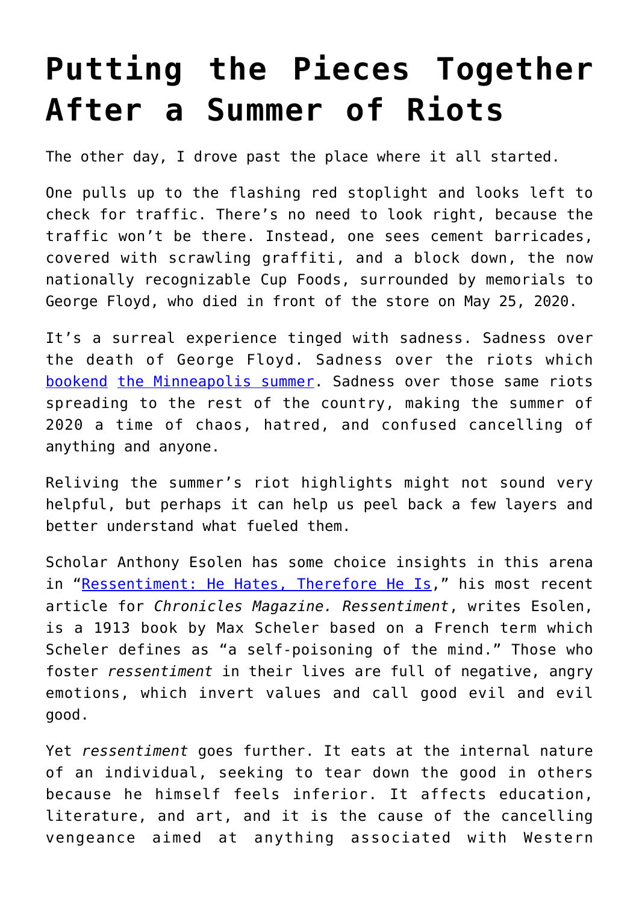# Putting the Pieces Together After a Summer of Riots

The other day, I drove past the place where it all started.

One pulls up to the flashing red stoplight and looks left to check for traffic. There's no need to look right, because the traffic won't be there. Instead, one sees cement barricades, covered with scrawling graffiti, and a block down, the now nationally recognizable Cup Foods, surrounded by memorials to George Floyd, who died in front of the store on May 25, 2020.

It's a surreal experience tinged with sadness. Sadness over the death of George Floyd. Sadness over the riots which [bookend](#) [the Minneapolis summer](#). Sadness over those same riots spreading to the rest of the country, making the summer of 2020 a time of chaos, hatred, and confused cancelling of anything and anyone.

Reliving the summer's riot highlights might not sound very helpful, but perhaps it can help us peel back a few layers and better understand what fueled them.

Scholar Anthony Esolen has some choice insights in this arena in "[Ressentiment: He Hates, Therefore He Is](#)," his most recent article for *Chronicles Magazine. Ressentiment*, writes Esolen, is a 1913 book by Max Scheler based on a French term which Scheler defines as "a self-poisoning of the mind." Those who foster *ressentiment* in their lives are full of negative, angry emotions, which invert values and call good evil and evil good.

Yet *ressentiment* goes further. It eats at the internal nature of an individual, seeking to tear down the good in others because he himself feels inferior. It affects education, literature, and art, and it is the cause of the cancelling vengeance aimed at anything associated with Western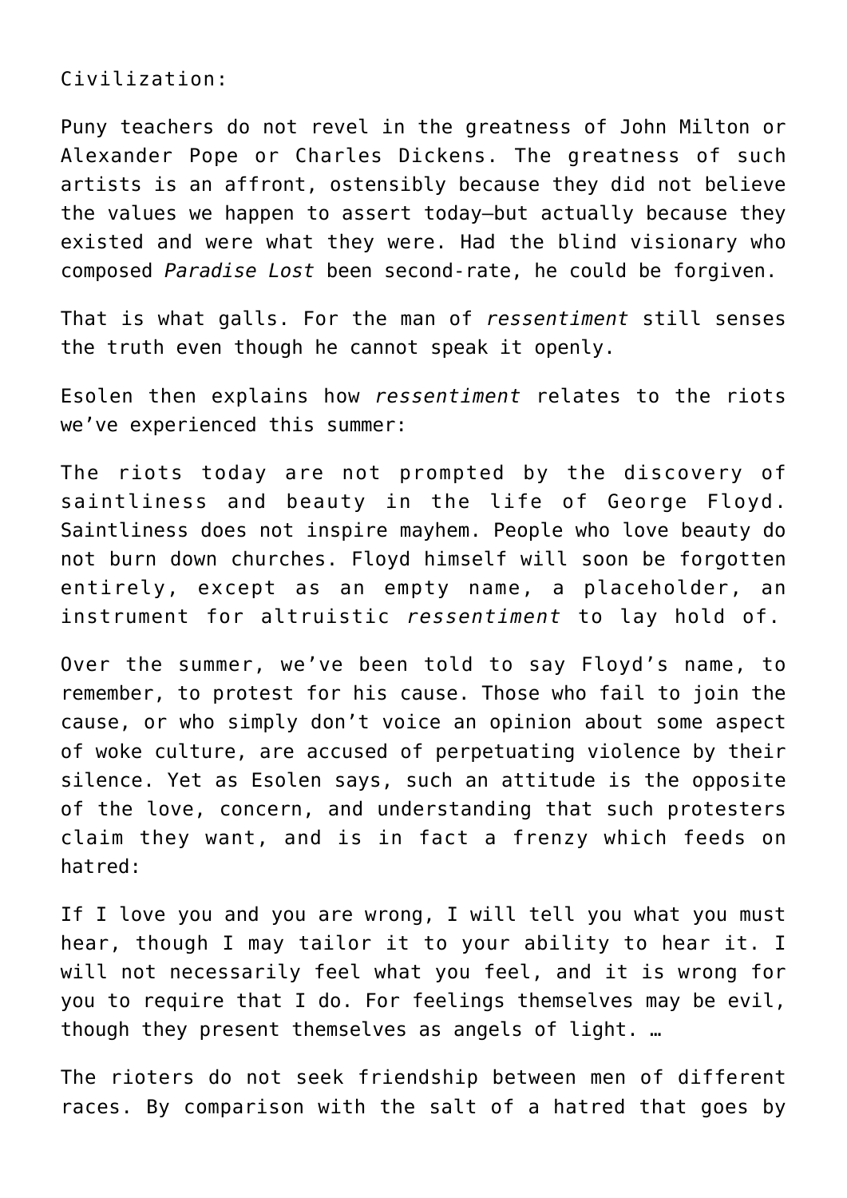Civilization:

Puny teachers do not revel in the greatness of John Milton or Alexander Pope or Charles Dickens. The greatness of such artists is an affront, ostensibly because they did not believe the values we happen to assert today—but actually because they existed and were what they were. Had the blind visionary who composed *Paradise Lost* been second-rate, he could be forgiven.

That is what galls. For the man of *ressentiment* still senses the truth even though he cannot speak it openly.

Esolen then explains how *ressentiment* relates to the riots we've experienced this summer:

The riots today are not prompted by the discovery of saintliness and beauty in the life of George Floyd. Saintliness does not inspire mayhem. People who love beauty do not burn down churches. Floyd himself will soon be forgotten entirely, except as an empty name, a placeholder, an instrument for altruistic *ressentiment* to lay hold of.

Over the summer, we've been told to say Floyd's name, to remember, to protest for his cause. Those who fail to join the cause, or who simply don't voice an opinion about some aspect of woke culture, are accused of perpetuating violence by their silence. Yet as Esolen says, such an attitude is the opposite of the love, concern, and understanding that such protesters claim they want, and is in fact a frenzy which feeds on hatred:

If I love you and you are wrong, I will tell you what you must hear, though I may tailor it to your ability to hear it. I will not necessarily feel what you feel, and it is wrong for you to require that I do. For feelings themselves may be evil, though they present themselves as angels of light. …

The rioters do not seek friendship between men of different races. By comparison with the salt of a hatred that goes by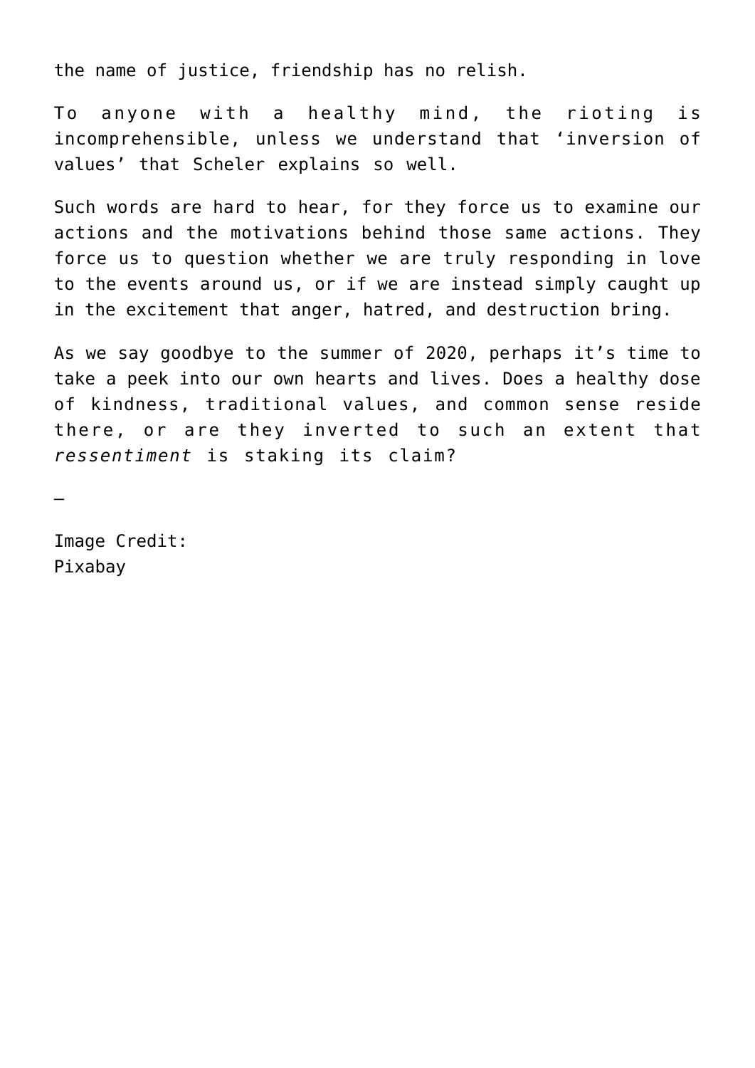the name of justice, friendship has no relish.

To anyone with a healthy mind, the rioting is incomprehensible, unless we understand that 'inversion of values' that Scheler explains so well.

Such words are hard to hear, for they force us to examine our actions and the motivations behind those same actions. They force us to question whether we are truly responding in love to the events around us, or if we are instead simply caught up in the excitement that anger, hatred, and destruction bring.

As we say goodbye to the summer of 2020, perhaps it's time to take a peek into our own hearts and lives. Does a healthy dose of kindness, traditional values, and common sense reside there, or are they inverted to such an extent that *ressentiment* is staking its claim?

—

Image Credit:
Pixabay